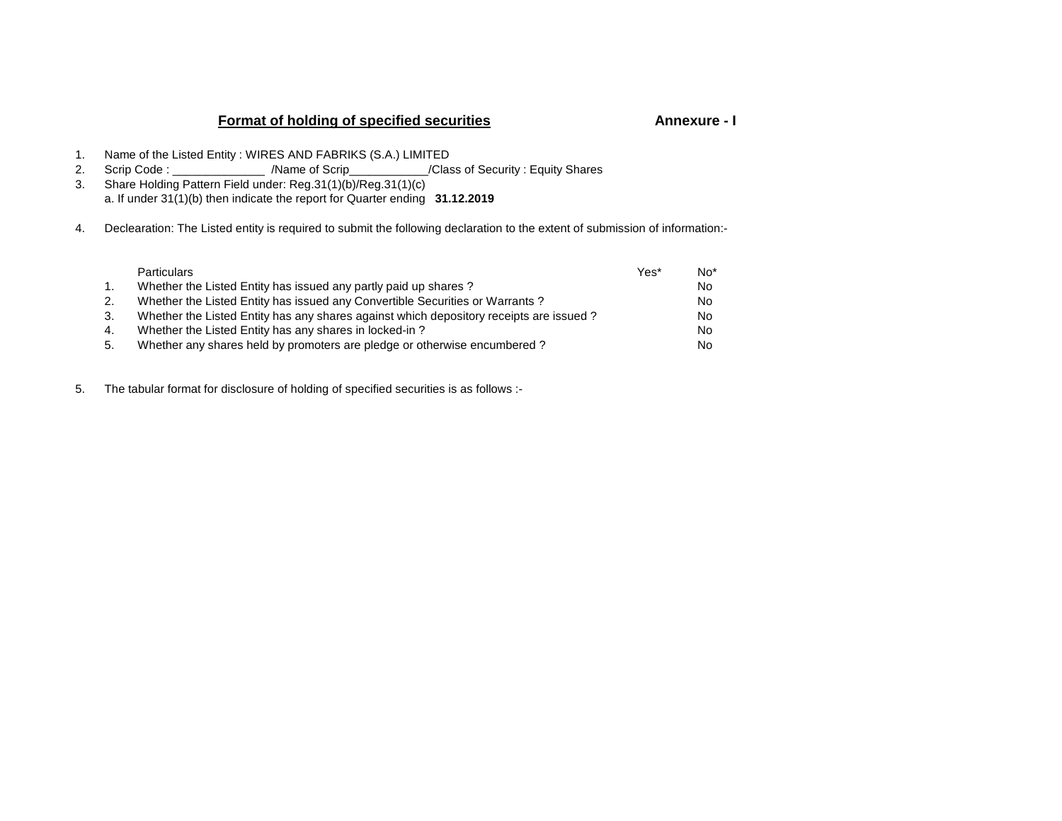## Format of holding of specified securities    Annexure - I

1. Name of the Listed Entity : WIRES AND FABRIKS (S.A.) LIMITED
2. Scrip Code : ______________ /Name of Scrip____________/Class of Security : Equity Shares
3. Share Holding Pattern Field under: Reg.31(1)(b)/Reg.31(1)(c)
   a. If under 31(1)(b) then indicate the report for Quarter ending **31.12.2019**

4. Declearation: The Listed entity is required to submit the following declaration to the extent of submission of information:-

| | Particulars | Yes* | No* |
|---|---|---|---|
| 1. | Whether the Listed Entity has issued any partly paid up shares ? | | No |
| 2. | Whether the Listed Entity has issued any Convertible Securities or Warrants ? | | No |
| 3. | Whether the Listed Entity has any shares against which depository receipts are issued ? | | No |
| 4. | Whether the Listed Entity has any shares in locked-in ? | | No |
| 5. | Whether any shares held by promoters are pledge or otherwise encumbered ? | | No |

5. The tabular format for disclosure of holding of specified securities is as follows :-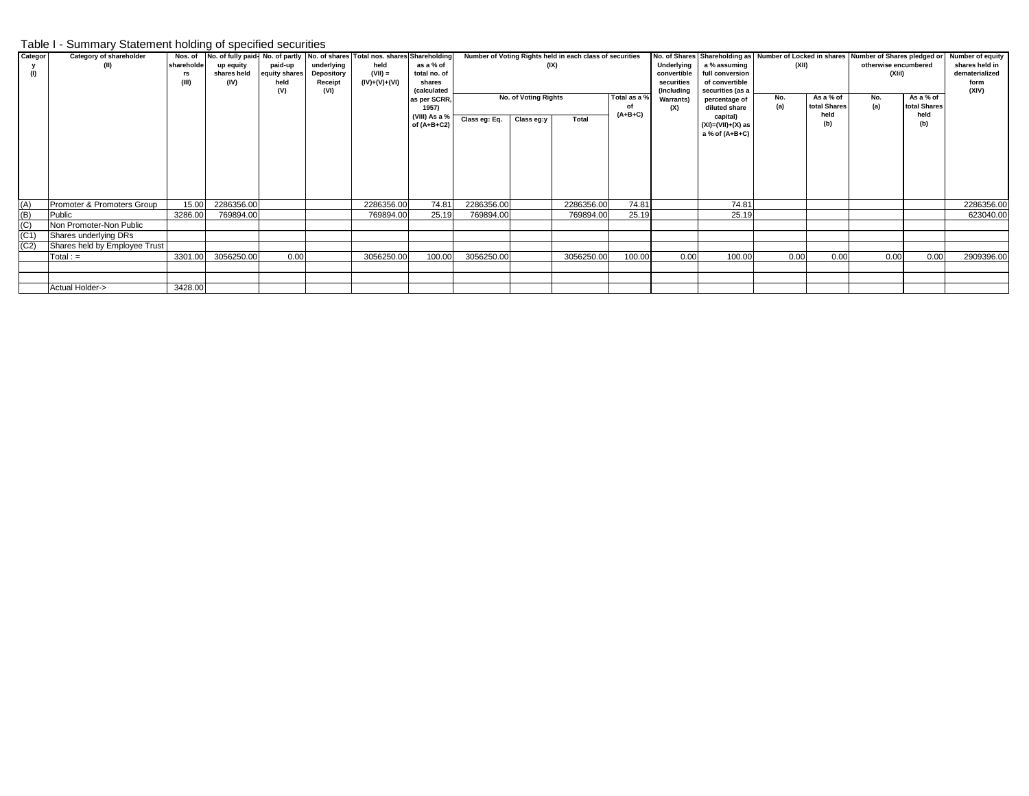## Table I - Summary Statement holding of specified securities

| Category (I) | Category of shareholder (II) | Nos. of shareholders (III) | No. of fully paid-up equity shares held (IV) | No. of partly paid-up equity shares held (V) | No. of shares underlying Depository Receipt (VI) | Total nos. shares held (VII) = (IV)+(V)+(VI) | Shareholding as a % of total no. of shares (calculated as per SCRR, 1957) (VIII) As a % of (A+B+C2) | Number of Voting Rights held in each class of securities (IX) | | | | No. of Shares Underlying convertible securities (Including Warrants) (X) | Shareholding as a % assuming full conversion of convertible securities (as a percentage of diluted share capital) (XI)=(VII)+(X) as a % of (A+B+C2) | Number of Locked in shares (XII) | | Number of Shares pledged or otherwise encumbered (XIii) | | Number of equity shares held in dematerialized form (XIV) |
|---|---|---|---|---|---|---|---|---|---|---|---|---|---|---|---|---|---|---|
| | | | | | | | | No. of Voting Rights | | | Total as a % of (A+B+C) | | | No. (a) | As a % of total Shares held (b) | No. (a) | As a % of total Shares held (b) | |
| | | | | | | | | Class eg: Eq. | Class eg:y | Total | | | | | | | | |
| (A) | Promoter & Promoters Group | 15.00 | 2286356.00 | | | 2286356.00 | 74.81 | 2286356.00 | | 2286356.00 | 74.81 | | 74.81 | | | | | 2286356.00 |
| (B) | Public | 3286.00 | 769894.00 | | | 769894.00 | 25.19 | 769894.00 | | 769894.00 | 25.19 | | 25.19 | | | | | 623040.00 |
| (C) | Non Promoter-Non Public | | | | | | | | | | | | | | | | | |
| (C1) | Shares underlying DRs | | | | | | | | | | | | | | | | | |
| (C2) | Shares held by Employee Trust | | | | | | | | | | | | | | | | | |
| | Total : = | 3301.00 | 3056250.00 | 0.00 | | 3056250.00 | 100.00 | 3056250.00 | | 3056250.00 | 100.00 | 0.00 | 100.00 | 0.00 | 0.00 | 0.00 | 0.00 | 2909396.00 |
| | | | | | | | | | | | | | | | | | | |
| | | | | | | | | | | | | | | | | | | |
| | Actual Holder-> | 3428.00 | | | | | | | | | | | | | | | | |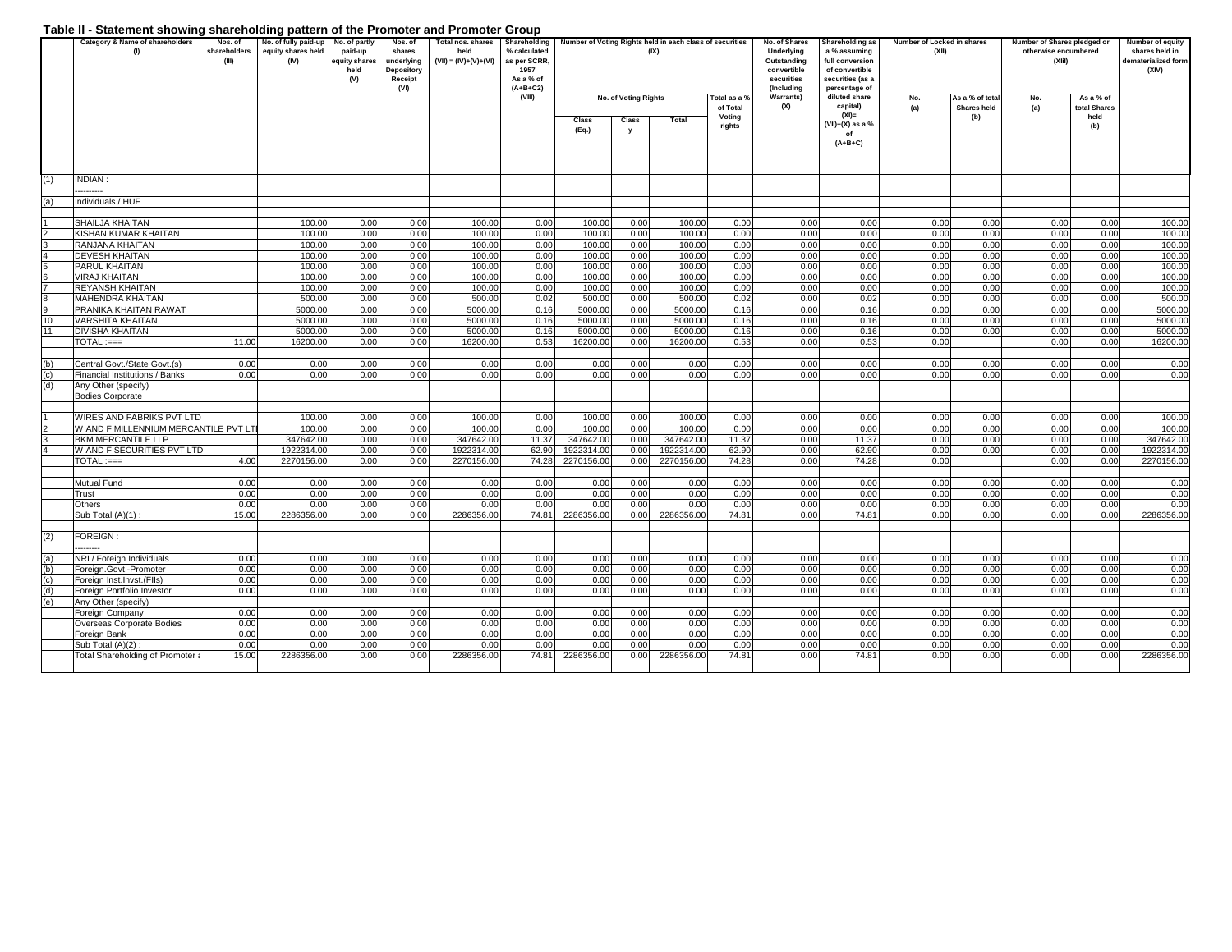## Table II - Statement showing shareholding pattern of the Promoter and Promoter Group

| | Category & Name of shareholders (I) | Nos. of shareholders (III) | No. of fully paid-up equity shares held (IV) | No. of partly paid-up equity shares held (V) | Nos. of shares underlying Depository Receipt (VI) | Total nos. shares held (VII) = (IV)+(V)+(VI) | Shareholding % calculated as per SCRR, 1957 As a % of (A+B+C2) (VIII) | Number of Voting Rights held in each class of securities (IX) | | | | No. of Shares Underlying Outstanding convertible securities (Including Warrants) (X) | Shareholding as a % assuming full conversion of convertible securities (as a percentage of diluted share capital) (XI)= (VII)+(X) as a % of (A+B+C) | Number of Locked in shares (XII) | | Number of Shares pledged or otherwise encumbered (XIII) | | Number of equity shares held in dematerialized form (XIV) |
|---|---|---|---|---|---|---|---|---|---|---|---|---|---|---|---|---|---|---|
| | | | | | | | | No. of Voting Rights | | | Total as a % of Total Voting rights | | | No. (a) | As a % of total Shares held (b) | No. (a) | As a % of total Shares held (b) | |
| | | | | | | | | Class (Eq.) | Class y | Total | | | | | | | | |
| (1) | INDIAN : | | | | | | | | | | | | | | | | | |
| | ---------- | | | | | | | | | | | | | | | | | |
| (a) | Individuals / HUF | | | | | | | | | | | | | | | | | |
| 1 | SHAILJA KHAITAN | | 100.00 | 0.00 | 0.00 | 100.00 | 0.00 | 100.00 | 0.00 | 100.00 | 0.00 | 0.00 | 0.00 | 0.00 | 0.00 | 0.00 | 0.00 | 100.00 |
| 2 | KISHAN KUMAR KHAITAN | | 100.00 | 0.00 | 0.00 | 100.00 | 0.00 | 100.00 | 0.00 | 100.00 | 0.00 | 0.00 | 0.00 | 0.00 | 0.00 | 0.00 | 0.00 | 100.00 |
| 3 | RANJANA KHAITAN | | 100.00 | 0.00 | 0.00 | 100.00 | 0.00 | 100.00 | 0.00 | 100.00 | 0.00 | 0.00 | 0.00 | 0.00 | 0.00 | 0.00 | 0.00 | 100.00 |
| 4 | DEVESH KHAITAN | | 100.00 | 0.00 | 0.00 | 100.00 | 0.00 | 100.00 | 0.00 | 100.00 | 0.00 | 0.00 | 0.00 | 0.00 | 0.00 | 0.00 | 0.00 | 100.00 |
| 5 | PARUL KHAITAN | | 100.00 | 0.00 | 0.00 | 100.00 | 0.00 | 100.00 | 0.00 | 100.00 | 0.00 | 0.00 | 0.00 | 0.00 | 0.00 | 0.00 | 0.00 | 100.00 |
| 6 | VIRAJ KHAITAN | | 100.00 | 0.00 | 0.00 | 100.00 | 0.00 | 100.00 | 0.00 | 100.00 | 0.00 | 0.00 | 0.00 | 0.00 | 0.00 | 0.00 | 0.00 | 100.00 |
| 7 | REYANSH KHAITAN | | 100.00 | 0.00 | 0.00 | 100.00 | 0.00 | 100.00 | 0.00 | 100.00 | 0.00 | 0.00 | 0.00 | 0.00 | 0.00 | 0.00 | 0.00 | 100.00 |
| 8 | MAHENDRA KHAITAN | | 500.00 | 0.00 | 0.00 | 500.00 | 0.02 | 500.00 | 0.00 | 500.00 | 0.02 | 0.00 | 0.02 | 0.00 | 0.00 | 0.00 | 0.00 | 500.00 |
| 9 | PRANIKA KHAITAN RAWAT | | 5000.00 | 0.00 | 0.00 | 5000.00 | 0.16 | 5000.00 | 0.00 | 5000.00 | 0.16 | 0.00 | 0.16 | 0.00 | 0.00 | 0.00 | 0.00 | 5000.00 |
| 10 | VARSHITA KHAITAN | | 5000.00 | 0.00 | 0.00 | 5000.00 | 0.16 | 5000.00 | 0.00 | 5000.00 | 0.16 | 0.00 | 0.16 | 0.00 | 0.00 | 0.00 | 0.00 | 5000.00 |
| 11 | DIVISHA KHAITAN | | 5000.00 | 0.00 | 0.00 | 5000.00 | 0.16 | 5000.00 | 0.00 | 5000.00 | 0.16 | 0.00 | 0.16 | 0.00 | 0.00 | 0.00 | 0.00 | 5000.00 |
| | TOTAL :=== | 11.00 | 16200.00 | 0.00 | 0.00 | 16200.00 | 0.53 | 16200.00 | 0.00 | 16200.00 | 0.53 | 0.00 | 0.53 | 0.00 | | 0.00 | 0.00 | 16200.00 |
| (b) | Central Govt./State Govt.(s) | 0.00 | 0.00 | 0.00 | 0.00 | 0.00 | 0.00 | 0.00 | 0.00 | 0.00 | 0.00 | 0.00 | 0.00 | 0.00 | 0.00 | 0.00 | 0.00 | 0.00 |
| (c) | Financial Institutions / Banks | 0.00 | 0.00 | 0.00 | 0.00 | 0.00 | 0.00 | 0.00 | 0.00 | 0.00 | 0.00 | 0.00 | 0.00 | 0.00 | 0.00 | 0.00 | 0.00 | 0.00 |
| (d) | Any Other (specify) | | | | | | | | | | | | | | | | | |
| | Bodies Corporate | | | | | | | | | | | | | | | | | |
| 1 | WIRES AND FABRIKS PVT LTD | | 100.00 | 0.00 | 0.00 | 100.00 | 0.00 | 100.00 | 0.00 | 100.00 | 0.00 | 0.00 | 0.00 | 0.00 | 0.00 | 0.00 | 0.00 | 100.00 |
| 2 | W AND F MILLENNIUM MERCANTILE PVT LTI | | 100.00 | 0.00 | 0.00 | 100.00 | 0.00 | 100.00 | 0.00 | 100.00 | 0.00 | 0.00 | 0.00 | 0.00 | 0.00 | 0.00 | 0.00 | 100.00 |
| 3 | BKM MERCANTILE LLP | | 347642.00 | 0.00 | 0.00 | 347642.00 | 11.37 | 347642.00 | 0.00 | 347642.00 | 11.37 | 0.00 | 11.37 | 0.00 | 0.00 | 0.00 | 0.00 | 347642.00 |
| 4 | W AND F SECURITIES PVT LTD | | 1922314.00 | 0.00 | 0.00 | 1922314.00 | 62.90 | 1922314.00 | 0.00 | 1922314.00 | 62.90 | 0.00 | 62.90 | 0.00 | 0.00 | 0.00 | 0.00 | 1922314.00 |
| | TOTAL :=== | 4.00 | 2270156.00 | 0.00 | 0.00 | 2270156.00 | 74.28 | 2270156.00 | 0.00 | 2270156.00 | 74.28 | 0.00 | 74.28 | 0.00 | | 0.00 | 0.00 | 2270156.00 |
| | Mutual Fund | 0.00 | 0.00 | 0.00 | 0.00 | 0.00 | 0.00 | 0.00 | 0.00 | 0.00 | 0.00 | 0.00 | 0.00 | 0.00 | 0.00 | 0.00 | 0.00 | 0.00 |
| | Trust | 0.00 | 0.00 | 0.00 | 0.00 | 0.00 | 0.00 | 0.00 | 0.00 | 0.00 | 0.00 | 0.00 | 0.00 | 0.00 | 0.00 | 0.00 | 0.00 | 0.00 |
| | Others | 0.00 | 0.00 | 0.00 | 0.00 | 0.00 | 0.00 | 0.00 | 0.00 | 0.00 | 0.00 | 0.00 | 0.00 | 0.00 | 0.00 | 0.00 | 0.00 | 0.00 |
| | Sub Total (A)(1) : | 15.00 | 2286356.00 | 0.00 | 0.00 | 2286356.00 | 74.81 | 2286356.00 | 0.00 | 2286356.00 | 74.81 | 0.00 | 74.81 | 0.00 | 0.00 | 0.00 | 0.00 | 2286356.00 |
| (2) | FOREIGN : | | | | | | | | | | | | | | | | | |
| | --------- | | | | | | | | | | | | | | | | | |
| (a) | NRI / Foreign Individuals | 0.00 | 0.00 | 0.00 | 0.00 | 0.00 | 0.00 | 0.00 | 0.00 | 0.00 | 0.00 | 0.00 | 0.00 | 0.00 | 0.00 | 0.00 | 0.00 | 0.00 |
| (b) | Foreign.Govt.-Promoter | 0.00 | 0.00 | 0.00 | 0.00 | 0.00 | 0.00 | 0.00 | 0.00 | 0.00 | 0.00 | 0.00 | 0.00 | 0.00 | 0.00 | 0.00 | 0.00 | 0.00 |
| (c) | Foreign Inst.Invst.(FIIs) | 0.00 | 0.00 | 0.00 | 0.00 | 0.00 | 0.00 | 0.00 | 0.00 | 0.00 | 0.00 | 0.00 | 0.00 | 0.00 | 0.00 | 0.00 | 0.00 | 0.00 |
| (d) | Foreign Portfolio Investor | 0.00 | 0.00 | 0.00 | 0.00 | 0.00 | 0.00 | 0.00 | 0.00 | 0.00 | 0.00 | 0.00 | 0.00 | 0.00 | 0.00 | 0.00 | 0.00 | 0.00 |
| (e) | Any Other (specify) | | | | | | | | | | | | | | | | | |
| | Foreign Company | 0.00 | 0.00 | 0.00 | 0.00 | 0.00 | 0.00 | 0.00 | 0.00 | 0.00 | 0.00 | 0.00 | 0.00 | 0.00 | 0.00 | 0.00 | 0.00 | 0.00 |
| | Overseas Corporate Bodies | 0.00 | 0.00 | 0.00 | 0.00 | 0.00 | 0.00 | 0.00 | 0.00 | 0.00 | 0.00 | 0.00 | 0.00 | 0.00 | 0.00 | 0.00 | 0.00 | 0.00 |
| | Foreign Bank | 0.00 | 0.00 | 0.00 | 0.00 | 0.00 | 0.00 | 0.00 | 0.00 | 0.00 | 0.00 | 0.00 | 0.00 | 0.00 | 0.00 | 0.00 | 0.00 | 0.00 |
| | Sub Total (A)(2) : | 0.00 | 0.00 | 0.00 | 0.00 | 0.00 | 0.00 | 0.00 | 0.00 | 0.00 | 0.00 | 0.00 | 0.00 | 0.00 | 0.00 | 0.00 | 0.00 | 0.00 |
| | Total Shareholding of Promoter a | 15.00 | 2286356.00 | 0.00 | 0.00 | 2286356.00 | 74.81 | 2286356.00 | 0.00 | 2286356.00 | 74.81 | 0.00 | 74.81 | 0.00 | 0.00 | 0.00 | 0.00 | 2286356.00 |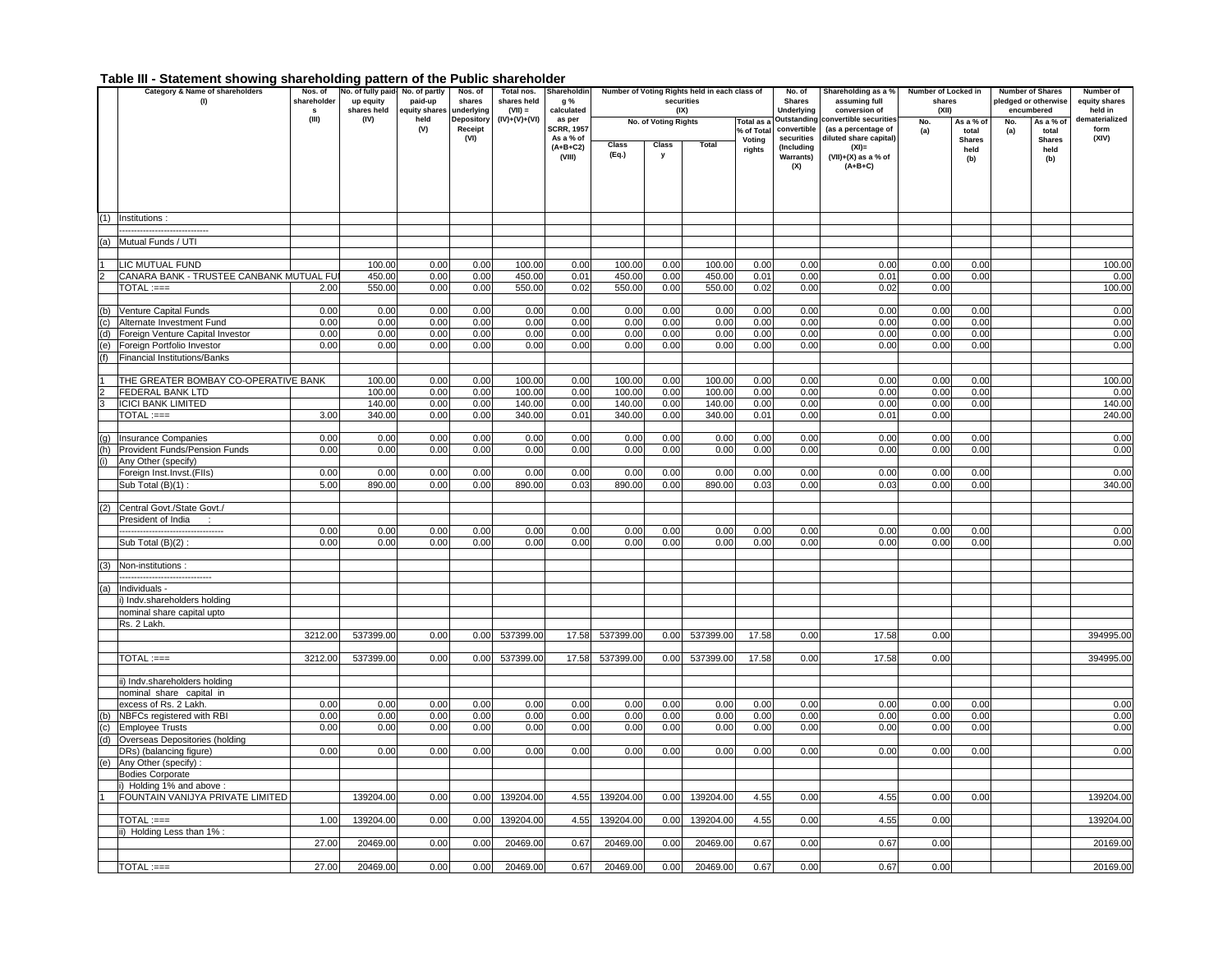## Table III - Statement showing shareholding pattern of the Public shareholder

| | Category & Name of shareholders (I) | Nos. of shareholders (III) | No. of fully paid-up equity shares held (IV) | No. of partly paid-up equity shares held (V) | Nos. of shares underlying Depository Receipt (VI) | Total nos. shares held (VII) = (IV)+(V)+(VI) | Shareholding % calculated as per SCRR, 1957 As a % of (A+B+C2) (VIII) | Number of Voting Rights held in each class of securities (IX) | | | | No. of Shares Underlying Outstanding convertible securities (Including Warrants) (X) | Shareholding as a % assuming full conversion of convertible securities (as a percentage of diluted share capital) (XI)= (VII)+(X) as a % of (A+B+C) | Number of Locked in shares (XII) | | Number of Shares pledged or otherwise encumbered | | Number of equity shares held in dematerialized form (XIV) |
|---|---|---|---|---|---|---|---|---|---|---|---|---|---|---|---|---|---|---|
| | | | | | | | | No. of Voting Rights | | | Total as a % of Total Voting rights | | | No. (a) | As a % of total Shares held (b) | No. (a) | As a % of total Shares held (b) | |
| | | | | | | | | Class (Eq.) | Class y | Total | | | | | | | | |
| (1) | Institutions : | | | | | | | | | | | | | | | | | |
| | ------------------------------ | | | | | | | | | | | | | | | | | |
| (a) | Mutual Funds / UTI | | | | | | | | | | | | | | | | | |
| 1 | LIC MUTUAL FUND | | 100.00 | 0.00 | 0.00 | 100.00 | 0.00 | 100.00 | 0.00 | 100.00 | 0.00 | 0.00 | 0.00 | 0.00 | 0.00 | | | 100.00 |
| 2 | CANARA BANK - TRUSTEE CANBANK MUTUAL FU | | 450.00 | 0.00 | 0.00 | 450.00 | 0.01 | 450.00 | 0.00 | 450.00 | 0.01 | 0.00 | 0.01 | 0.00 | 0.00 | | | 0.00 |
| | TOTAL :=== | 2.00 | 550.00 | 0.00 | 0.00 | 550.00 | 0.02 | 550.00 | 0.00 | 550.00 | 0.02 | 0.00 | 0.02 | 0.00 | | | | 100.00 |
| (b) | Venture Capital Funds | 0.00 | 0.00 | 0.00 | 0.00 | 0.00 | 0.00 | 0.00 | 0.00 | 0.00 | 0.00 | 0.00 | 0.00 | 0.00 | 0.00 | | | 0.00 |
| (c) | Alternate Investment Fund | 0.00 | 0.00 | 0.00 | 0.00 | 0.00 | 0.00 | 0.00 | 0.00 | 0.00 | 0.00 | 0.00 | 0.00 | 0.00 | 0.00 | | | 0.00 |
| (d) | Foreign Venture Capital Investor | 0.00 | 0.00 | 0.00 | 0.00 | 0.00 | 0.00 | 0.00 | 0.00 | 0.00 | 0.00 | 0.00 | 0.00 | 0.00 | 0.00 | | | 0.00 |
| (e) | Foreign Portfolio Investor | 0.00 | 0.00 | 0.00 | 0.00 | 0.00 | 0.00 | 0.00 | 0.00 | 0.00 | 0.00 | 0.00 | 0.00 | 0.00 | 0.00 | | | 0.00 |
| (f) | Financial Institutions/Banks | | | | | | | | | | | | | | | | | |
| 1 | THE GREATER BOMBAY CO-OPERATIVE BANK | | 100.00 | 0.00 | 0.00 | 100.00 | 0.00 | 100.00 | 0.00 | 100.00 | 0.00 | 0.00 | 0.00 | 0.00 | 0.00 | | | 100.00 |
| 2 | FEDERAL BANK LTD | | 100.00 | 0.00 | 0.00 | 100.00 | 0.00 | 100.00 | 0.00 | 100.00 | 0.00 | 0.00 | 0.00 | 0.00 | 0.00 | | | 0.00 |
| 3 | ICICI BANK LIMITED | | 140.00 | 0.00 | 0.00 | 140.00 | 0.00 | 140.00 | 0.00 | 140.00 | 0.00 | 0.00 | 0.00 | 0.00 | 0.00 | | | 140.00 |
| | TOTAL :=== | 3.00 | 340.00 | 0.00 | 0.00 | 340.00 | 0.01 | 340.00 | 0.00 | 340.00 | 0.01 | 0.00 | 0.01 | 0.00 | | | | 240.00 |
| (g) | Insurance Companies | 0.00 | 0.00 | 0.00 | 0.00 | 0.00 | 0.00 | 0.00 | 0.00 | 0.00 | 0.00 | 0.00 | 0.00 | 0.00 | 0.00 | | | 0.00 |
| (h) | Provident Funds/Pension Funds | 0.00 | 0.00 | 0.00 | 0.00 | 0.00 | 0.00 | 0.00 | 0.00 | 0.00 | 0.00 | 0.00 | 0.00 | 0.00 | 0.00 | | | 0.00 |
| (i) | Any Other (specify) | | | | | | | | | | | | | | | | | |
| | Foreign Inst.Invst.(FIIs) | 0.00 | 0.00 | 0.00 | 0.00 | 0.00 | 0.00 | 0.00 | 0.00 | 0.00 | 0.00 | 0.00 | 0.00 | 0.00 | 0.00 | | | 0.00 |
| | Sub Total (B)(1) : | 5.00 | 890.00 | 0.00 | 0.00 | 890.00 | 0.03 | 890.00 | 0.00 | 890.00 | 0.03 | 0.00 | 0.03 | 0.00 | 0.00 | | | 340.00 |
| (2) | Central Govt./State Govt./ | | | | | | | | | | | | | | | | | |
| | President of India : | | | | | | | | | | | | | | | | | |
| | ------------------------------------ | 0.00 | 0.00 | 0.00 | 0.00 | 0.00 | 0.00 | 0.00 | 0.00 | 0.00 | 0.00 | 0.00 | 0.00 | 0.00 | 0.00 | | | 0.00 |
| | Sub Total (B)(2) : | 0.00 | 0.00 | 0.00 | 0.00 | 0.00 | 0.00 | 0.00 | 0.00 | 0.00 | 0.00 | 0.00 | 0.00 | 0.00 | 0.00 | | | 0.00 |
| (3) | Non-institutions : | | | | | | | | | | | | | | | | | |
| | ------------------------------ | | | | | | | | | | | | | | | | | |
| (a) | Individuals - | | | | | | | | | | | | | | | | | |
| | i) Indv.shareholders holding nominal share capital upto Rs. 2 Lakh. | | | | | | | | | | | | | | | | | |
| | | 3212.00 | 537399.00 | 0.00 | 0.00 | 537399.00 | 17.58 | 537399.00 | 0.00 | 537399.00 | 17.58 | 0.00 | 17.58 | 0.00 | | | | 394995.00 |
| | TOTAL :=== | 3212.00 | 537399.00 | 0.00 | 0.00 | 537399.00 | 17.58 | 537399.00 | 0.00 | 537399.00 | 17.58 | 0.00 | 17.58 | 0.00 | | | | 394995.00 |
| | ii) Indv.shareholders holding nominal share capital in excess of Rs. 2 Lakh. | 0.00 | 0.00 | 0.00 | 0.00 | 0.00 | 0.00 | 0.00 | 0.00 | 0.00 | 0.00 | 0.00 | 0.00 | 0.00 | 0.00 | | | 0.00 |
| (b) | NBFCs registered with RBI | 0.00 | 0.00 | 0.00 | 0.00 | 0.00 | 0.00 | 0.00 | 0.00 | 0.00 | 0.00 | 0.00 | 0.00 | 0.00 | 0.00 | | | 0.00 |
| (c) | Employee Trusts | 0.00 | 0.00 | 0.00 | 0.00 | 0.00 | 0.00 | 0.00 | 0.00 | 0.00 | 0.00 | 0.00 | 0.00 | 0.00 | 0.00 | | | 0.00 |
| (d) | Overseas Depositories (holding DRs) (balancing figure) | 0.00 | 0.00 | 0.00 | 0.00 | 0.00 | 0.00 | 0.00 | 0.00 | 0.00 | 0.00 | 0.00 | 0.00 | 0.00 | 0.00 | | | 0.00 |
| (e) | Any Other (specify) : | | | | | | | | | | | | | | | | | |
| | Bodies Corporate | | | | | | | | | | | | | | | | | |
| | i) Holding 1% and above : | | | | | | | | | | | | | | | | | |
| 1 | FOUNTAIN VANIJYA PRIVATE LIMITED | | 139204.00 | 0.00 | 0.00 | 139204.00 | 4.55 | 139204.00 | 0.00 | 139204.00 | 4.55 | 0.00 | 4.55 | 0.00 | 0.00 | | | 139204.00 |
| | TOTAL :=== | 1.00 | 139204.00 | 0.00 | 0.00 | 139204.00 | 4.55 | 139204.00 | 0.00 | 139204.00 | 4.55 | 0.00 | 4.55 | 0.00 | | | | 139204.00 |
| | ii) Holding Less than 1% : | | | | | | | | | | | | | | | | | |
| | | 27.00 | 20469.00 | 0.00 | 0.00 | 20469.00 | 0.67 | 20469.00 | 0.00 | 20469.00 | 0.67 | 0.00 | 0.67 | 0.00 | | | | 20169.00 |
| | TOTAL :=== | 27.00 | 20469.00 | 0.00 | 0.00 | 20469.00 | 0.67 | 20469.00 | 0.00 | 20469.00 | 0.67 | 0.00 | 0.67 | 0.00 | | | | 20169.00 |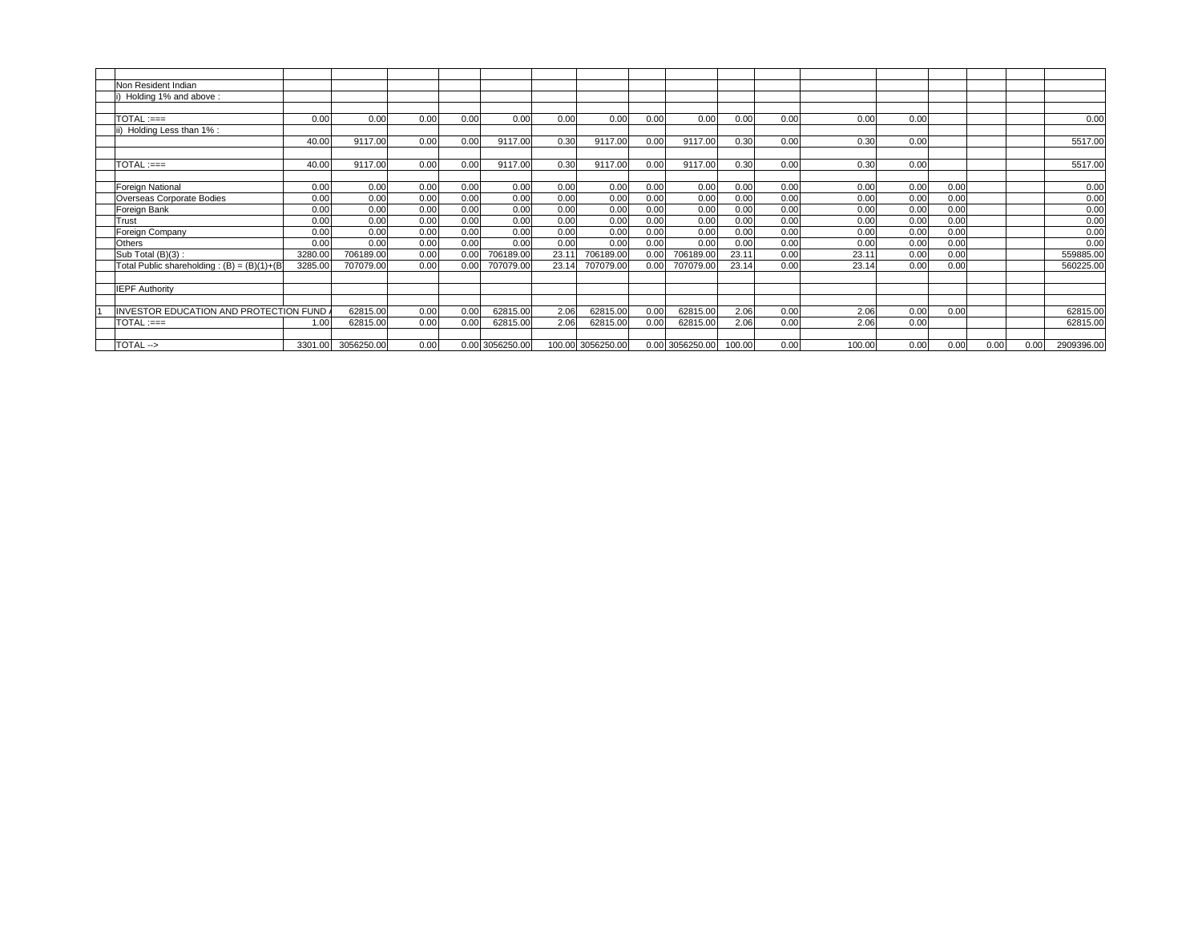| | | | | | | | | | | | | | | | | | | |
|---|---|---|---|---|---|---|---|---|---|---|---|---|---|---|---|---|---|---|
| | Non Resident Indian | | | | | | | | | | | | | | | | | |
| | i) Holding 1% and above : | | | | | | | | | | | | | | | | | |
| | | | | | | | | | | | | | | | | | | |
| | TOTAL :=== | 0.00 | 0.00 | 0.00 | 0.00 | 0.00 | 0.00 | 0.00 | 0.00 | 0.00 | 0.00 | 0.00 | 0.00 | 0.00 | | | | 0.00 |
| | ii) Holding Less than 1% : | | | | | | | | | | | | | | | | | |
| | | 40.00 | 9117.00 | 0.00 | 0.00 | 9117.00 | 0.30 | 9117.00 | 0.00 | 9117.00 | 0.30 | 0.00 | 0.30 | 0.00 | | | | 5517.00 |
| | | | | | | | | | | | | | | | | | | |
| | TOTAL :=== | 40.00 | 9117.00 | 0.00 | 0.00 | 9117.00 | 0.30 | 9117.00 | 0.00 | 9117.00 | 0.30 | 0.00 | 0.30 | 0.00 | | | | 5517.00 |
| | | | | | | | | | | | | | | | | | | |
| | Foreign National | 0.00 | 0.00 | 0.00 | 0.00 | 0.00 | 0.00 | 0.00 | 0.00 | 0.00 | 0.00 | 0.00 | 0.00 | 0.00 | 0.00 | | | 0.00 |
| | Overseas Corporate Bodies | 0.00 | 0.00 | 0.00 | 0.00 | 0.00 | 0.00 | 0.00 | 0.00 | 0.00 | 0.00 | 0.00 | 0.00 | 0.00 | 0.00 | | | 0.00 |
| | Foreign Bank | 0.00 | 0.00 | 0.00 | 0.00 | 0.00 | 0.00 | 0.00 | 0.00 | 0.00 | 0.00 | 0.00 | 0.00 | 0.00 | 0.00 | | | 0.00 |
| | Trust | 0.00 | 0.00 | 0.00 | 0.00 | 0.00 | 0.00 | 0.00 | 0.00 | 0.00 | 0.00 | 0.00 | 0.00 | 0.00 | 0.00 | | | 0.00 |
| | Foreign Company | 0.00 | 0.00 | 0.00 | 0.00 | 0.00 | 0.00 | 0.00 | 0.00 | 0.00 | 0.00 | 0.00 | 0.00 | 0.00 | 0.00 | | | 0.00 |
| | Others | 0.00 | 0.00 | 0.00 | 0.00 | 0.00 | 0.00 | 0.00 | 0.00 | 0.00 | 0.00 | 0.00 | 0.00 | 0.00 | 0.00 | | | 0.00 |
| | Sub Total (B)(3) : | 3280.00 | 706189.00 | 0.00 | 0.00 | 706189.00 | 23.11 | 706189.00 | 0.00 | 706189.00 | 23.11 | 0.00 | 23.11 | 0.00 | 0.00 | | | 559885.00 |
| | Total Public shareholding : (B) = (B)(1)+(B | 3285.00 | 707079.00 | 0.00 | 0.00 | 707079.00 | 23.14 | 707079.00 | 0.00 | 707079.00 | 23.14 | 0.00 | 23.14 | 0.00 | 0.00 | | | 560225.00 |
| | | | | | | | | | | | | | | | | | | |
| | IEPF Authority | | | | | | | | | | | | | | | | | |
| | | | | | | | | | | | | | | | | | | |
| 1 | INVESTOR EDUCATION AND PROTECTION FUND A | | 62815.00 | 0.00 | 0.00 | 62815.00 | 2.06 | 62815.00 | 0.00 | 62815.00 | 2.06 | 0.00 | 2.06 | 0.00 | 0.00 | | | 62815.00 |
| | TOTAL :=== | 1.00 | 62815.00 | 0.00 | 0.00 | 62815.00 | 2.06 | 62815.00 | 0.00 | 62815.00 | 2.06 | 0.00 | 2.06 | 0.00 | | | | 62815.00 |
| | | | | | | | | | | | | | | | | | | |
| | TOTAL --> | 3301.00 | 3056250.00 | 0.00 | 0.00 | 3056250.00 | 100.00 | 3056250.00 | 0.00 | 3056250.00 | 100.00 | 0.00 | 100.00 | 0.00 | 0.00 | 0.00 | 0.00 | 2909396.00 |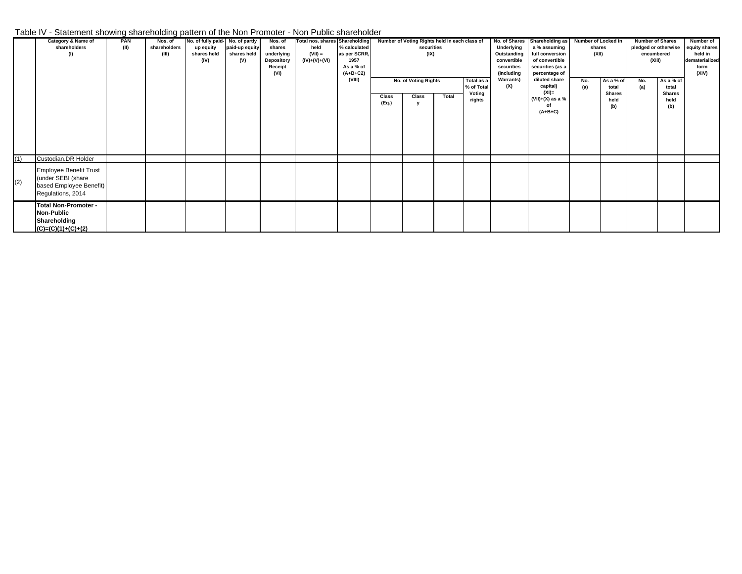Table IV - Statement showing shareholding pattern of the Non Promoter - Non Public shareholder

| | Category & Name of shareholders (I) | PAN (II) | Nos. of shareholders (III) | No. of fully paid-up equity shares held (IV) | No. of partly paid-up equity shares held (V) | Nos. of shares underlying Depository Receipt (VI) | Total nos. shares held (VII) = (IV)+(V)+(VI) | Shareholding % calculated as per SCRR, 1957 As a % of (A+B+C2) (VIII) | Number of Voting Rights held in each class of securities (IX) | | | | No. of Shares Underlying Outstanding convertible securities (Including Warrants) (X) | Shareholding as a % assuming full conversion of convertible securities (as a percentage of diluted share capital) (XI)= (VII)+(X) as a % of (A+B+C) | Number of Locked in shares (XII) | | Number of Shares pledged or otherwise encumbered (XIII) | | Number of equity shares held in dematerialized form (XIV) |
|---|---|---|---|---|---|---|---|---|---|---|---|---|---|---|---|---|---|---|---|
| | | | | | | | | | No. of Voting Rights | | | Total as a % of Total Voting rights | | | No. (a) | As a % of total Shares held (b) | No. (a) | As a % of total Shares held (b) | |
| | | | | | | | | | Class (Eq.) | Class y | Total | | | | | | | | |
| (1) | Custodian.DR Holder | | | | | | | | | | | | | | | | | | |
| (2) | Employee Benefit Trust (under SEBI (share based Employee Benefit) Regulations, 2014 | | | | | | | | | | | | | | | | | | |
| | **Total Non-Promoter - Non-Public Shareholding (C)=(C)(1)+(C)+(2)** | | | | | | | | | | | | | | | | | | |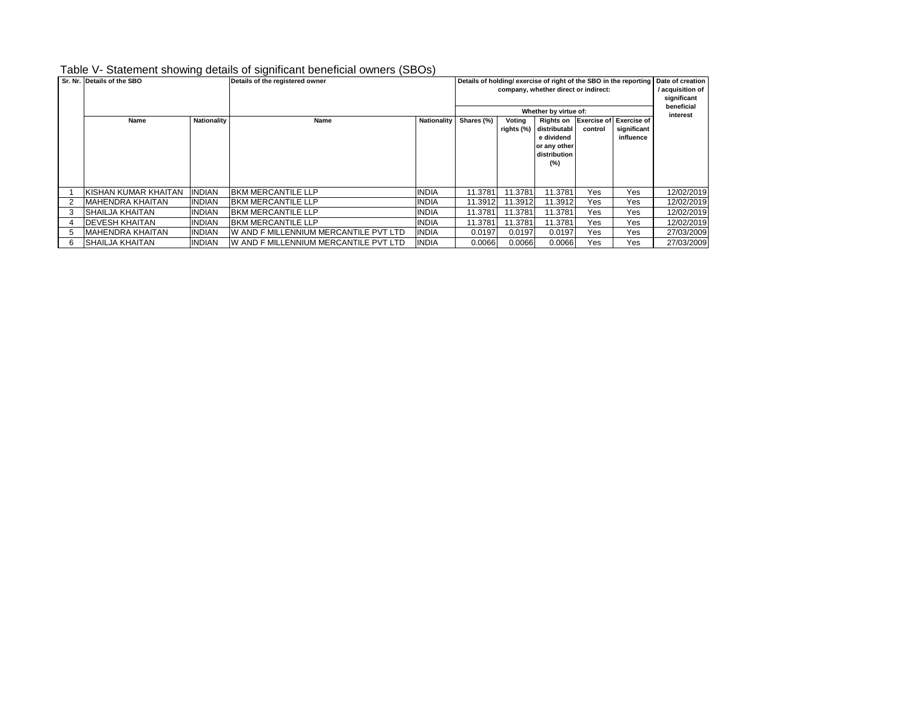# Table V- Statement showing details of significant beneficial owners (SBOs)

| Sr. Nr. | Details of the SBO | | Details of the registered owner | | Details of holding/ exercise of right of the SBO in the reporting company, whether direct or indirect: | | | | | Date of creation / acquisition of significant beneficial interest |
|---|---|---|---|---|---|---|---|---|---|---|
| | | | | | Whether by virtue of: | | | | | |
| | Name | Nationality | Name | Nationality | Shares (%) | Voting rights (%) | Rights on distributable dividend or any other distribution (%) | Exercise of control | Exercise of significant influence | |
| 1 | KISHAN KUMAR KHAITAN | INDIAN | BKM MERCANTILE LLP | INDIA | 11.3781 | 11.3781 | 11.3781 | Yes | Yes | 12/02/2019 |
| 2 | MAHENDRA KHAITAN | INDIAN | BKM MERCANTILE LLP | INDIA | 11.3912 | 11.3912 | 11.3912 | Yes | Yes | 12/02/2019 |
| 3 | SHAILJA KHAITAN | INDIAN | BKM MERCANTILE LLP | INDIA | 11.3781 | 11.3781 | 11.3781 | Yes | Yes | 12/02/2019 |
| 4 | DEVESH KHAITAN | INDIAN | BKM MERCANTILE LLP | INDIA | 11.3781 | 11.3781 | 11.3781 | Yes | Yes | 12/02/2019 |
| 5 | MAHENDRA KHAITAN | INDIAN | W AND F MILLENNIUM MERCANTILE PVT LTD | INDIA | 0.0197 | 0.0197 | 0.0197 | Yes | Yes | 27/03/2009 |
| 6 | SHAILJA KHAITAN | INDIAN | W AND F MILLENNIUM MERCANTILE PVT LTD | INDIA | 0.0066 | 0.0066 | 0.0066 | Yes | Yes | 27/03/2009 |